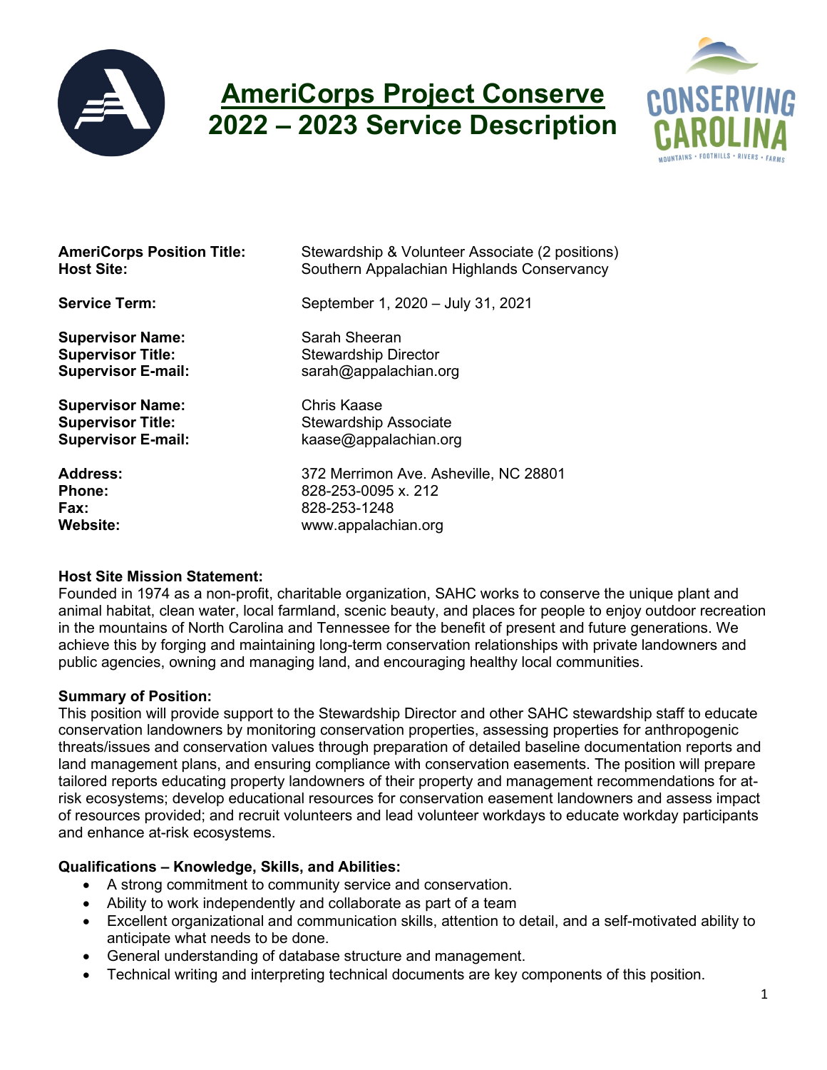# AmeriCorps Project Conserve
# 2022 – 2023 Service Description

**AmeriCorps Position Title:** Stewardship & Volunteer Associate (2 positions)
**Host Site:** Southern Appalachian Highlands Conservancy

**Service Term:** September 1, 2020 – July 31, 2021

**Supervisor Name:** Sarah Sheeran
**Supervisor Title:** Stewardship Director
**Supervisor E-mail:** sarah@appalachian.org

**Supervisor Name:** Chris Kaase
**Supervisor Title:** Stewardship Associate
**Supervisor E-mail:** kaase@appalachian.org

**Address:** 372 Merrimon Ave. Asheville, NC 28801
**Phone:** 828-253-0095 x. 212
**Fax:** 828-253-1248
**Website:** www.appalachian.org

**Host Site Mission Statement:**
Founded in 1974 as a non-profit, charitable organization, SAHC works to conserve the unique plant and animal habitat, clean water, local farmland, scenic beauty, and places for people to enjoy outdoor recreation in the mountains of North Carolina and Tennessee for the benefit of present and future generations. We achieve this by forging and maintaining long-term conservation relationships with private landowners and public agencies, owning and managing land, and encouraging healthy local communities.

**Summary of Position:**
This position will provide support to the Stewardship Director and other SAHC stewardship staff to educate conservation landowners by monitoring conservation properties, assessing properties for anthropogenic threats/issues and conservation values through preparation of detailed baseline documentation reports and land management plans, and ensuring compliance with conservation easements. The position will prepare tailored reports educating property landowners of their property and management recommendations for at-risk ecosystems; develop educational resources for conservation easement landowners and assess impact of resources provided; and recruit volunteers and lead volunteer workdays to educate workday participants and enhance at-risk ecosystems.

**Qualifications – Knowledge, Skills, and Abilities:**

- A strong commitment to community service and conservation.
- Ability to work independently and collaborate as part of a team
- Excellent organizational and communication skills, attention to detail, and a self-motivated ability to anticipate what needs to be done.
- General understanding of database structure and management.
- Technical writing and interpreting technical documents are key components of this position.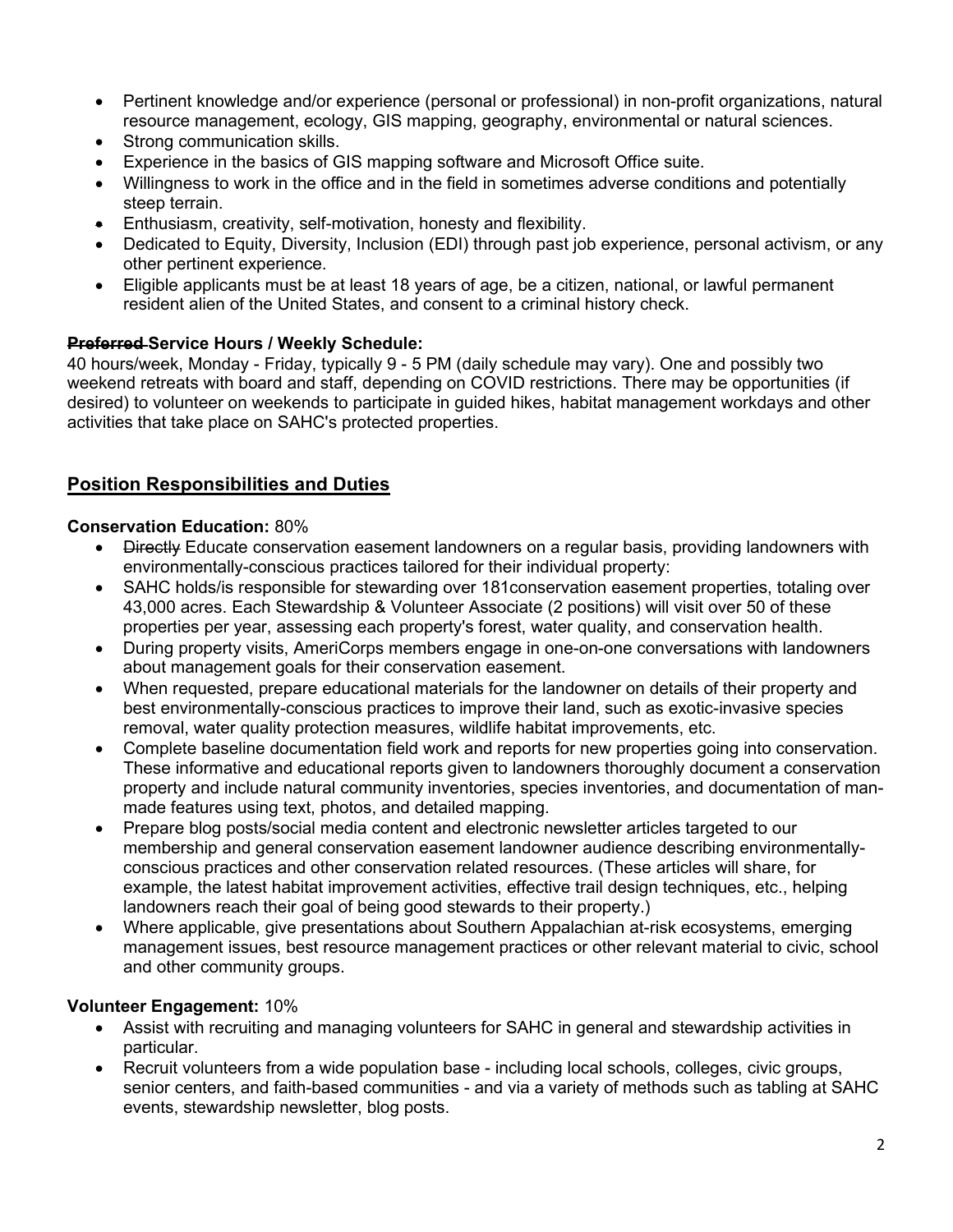- Pertinent knowledge and/or experience (personal or professional) in non-profit organizations, natural resource management, ecology, GIS mapping, geography, environmental or natural sciences.
- Strong communication skills.
- Experience in the basics of GIS mapping software and Microsoft Office suite.
- Willingness to work in the office and in the field in sometimes adverse conditions and potentially steep terrain.
- Enthusiasm, creativity, self-motivation, honesty and flexibility.
- Dedicated to Equity, Diversity, Inclusion (EDI) through past job experience, personal activism, or any other pertinent experience.
- Eligible applicants must be at least 18 years of age, be a citizen, national, or lawful permanent resident alien of the United States, and consent to a criminal history check.

**~~Preferred~~ Service Hours / Weekly Schedule:**
40 hours/week, Monday - Friday, typically 9 - 5 PM (daily schedule may vary). One and possibly two weekend retreats with board and staff, depending on COVID restrictions. There may be opportunities (if desired) to volunteer on weekends to participate in guided hikes, habitat management workdays and other activities that take place on SAHC's protected properties.

## Position Responsibilities and Duties

**Conservation Education:** 80%

- ~~Directly~~ Educate conservation easement landowners on a regular basis, providing landowners with environmentally-conscious practices tailored for their individual property:
- SAHC holds/is responsible for stewarding over 181conservation easement properties, totaling over 43,000 acres. Each Stewardship & Volunteer Associate (2 positions) will visit over 50 of these properties per year, assessing each property's forest, water quality, and conservation health.
- During property visits, AmeriCorps members engage in one-on-one conversations with landowners about management goals for their conservation easement.
- When requested, prepare educational materials for the landowner on details of their property and best environmentally-conscious practices to improve their land, such as exotic-invasive species removal, water quality protection measures, wildlife habitat improvements, etc.
- Complete baseline documentation field work and reports for new properties going into conservation. These informative and educational reports given to landowners thoroughly document a conservation property and include natural community inventories, species inventories, and documentation of man-made features using text, photos, and detailed mapping.
- Prepare blog posts/social media content and electronic newsletter articles targeted to our membership and general conservation easement landowner audience describing environmentally-conscious practices and other conservation related resources. (These articles will share, for example, the latest habitat improvement activities, effective trail design techniques, etc., helping landowners reach their goal of being good stewards to their property.)
- Where applicable, give presentations about Southern Appalachian at-risk ecosystems, emerging management issues, best resource management practices or other relevant material to civic, school and other community groups.

**Volunteer Engagement:** 10%

- Assist with recruiting and managing volunteers for SAHC in general and stewardship activities in particular.
- Recruit volunteers from a wide population base - including local schools, colleges, civic groups, senior centers, and faith-based communities - and via a variety of methods such as tabling at SAHC events, stewardship newsletter, blog posts.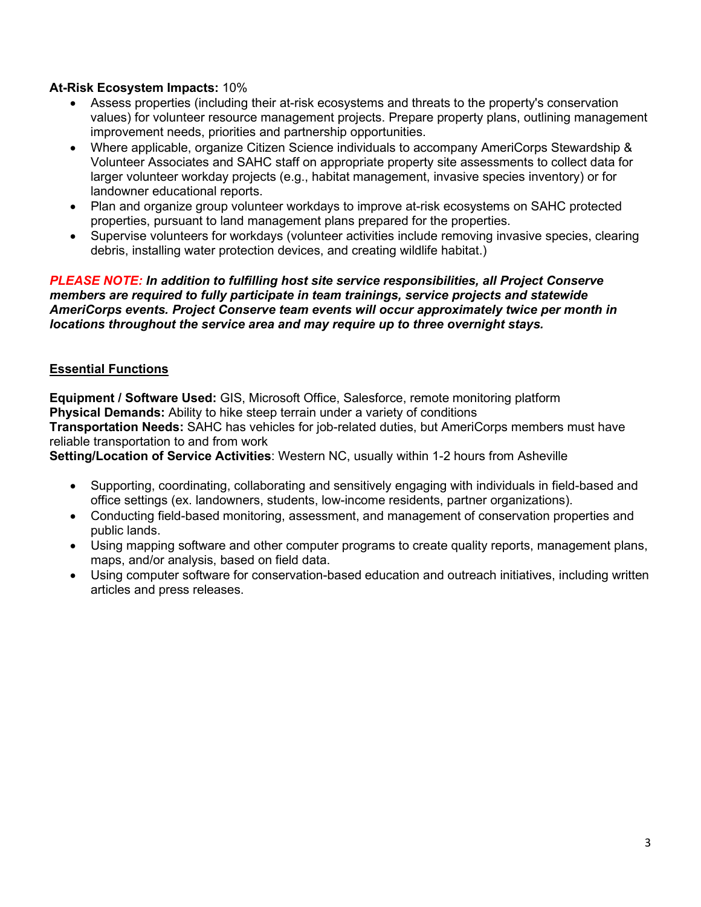**At-Risk Ecosystem Impacts:** 10%

- Assess properties (including their at-risk ecosystems and threats to the property's conservation values) for volunteer resource management projects. Prepare property plans, outlining management improvement needs, priorities and partnership opportunities.
- Where applicable, organize Citizen Science individuals to accompany AmeriCorps Stewardship & Volunteer Associates and SAHC staff on appropriate property site assessments to collect data for larger volunteer workday projects (e.g., habitat management, invasive species inventory) or for landowner educational reports.
- Plan and organize group volunteer workdays to improve at-risk ecosystems on SAHC protected properties, pursuant to land management plans prepared for the properties.
- Supervise volunteers for workdays (volunteer activities include removing invasive species, clearing debris, installing water protection devices, and creating wildlife habitat.)

***PLEASE NOTE:*** ***In addition to fulfilling host site service responsibilities, all Project Conserve members are required to fully participate in team trainings, service projects and statewide AmeriCorps events. Project Conserve team events will occur approximately twice per month in locations throughout the service area and may require up to three overnight stays.***

## Essential Functions

**Equipment / Software Used:** GIS, Microsoft Office, Salesforce, remote monitoring platform
**Physical Demands:** Ability to hike steep terrain under a variety of conditions
**Transportation Needs:** SAHC has vehicles for job-related duties, but AmeriCorps members must have reliable transportation to and from work
**Setting/Location of Service Activities**: Western NC, usually within 1-2 hours from Asheville

- Supporting, coordinating, collaborating and sensitively engaging with individuals in field-based and office settings (ex. landowners, students, low-income residents, partner organizations).
- Conducting field-based monitoring, assessment, and management of conservation properties and public lands.
- Using mapping software and other computer programs to create quality reports, management plans, maps, and/or analysis, based on field data.
- Using computer software for conservation-based education and outreach initiatives, including written articles and press releases.